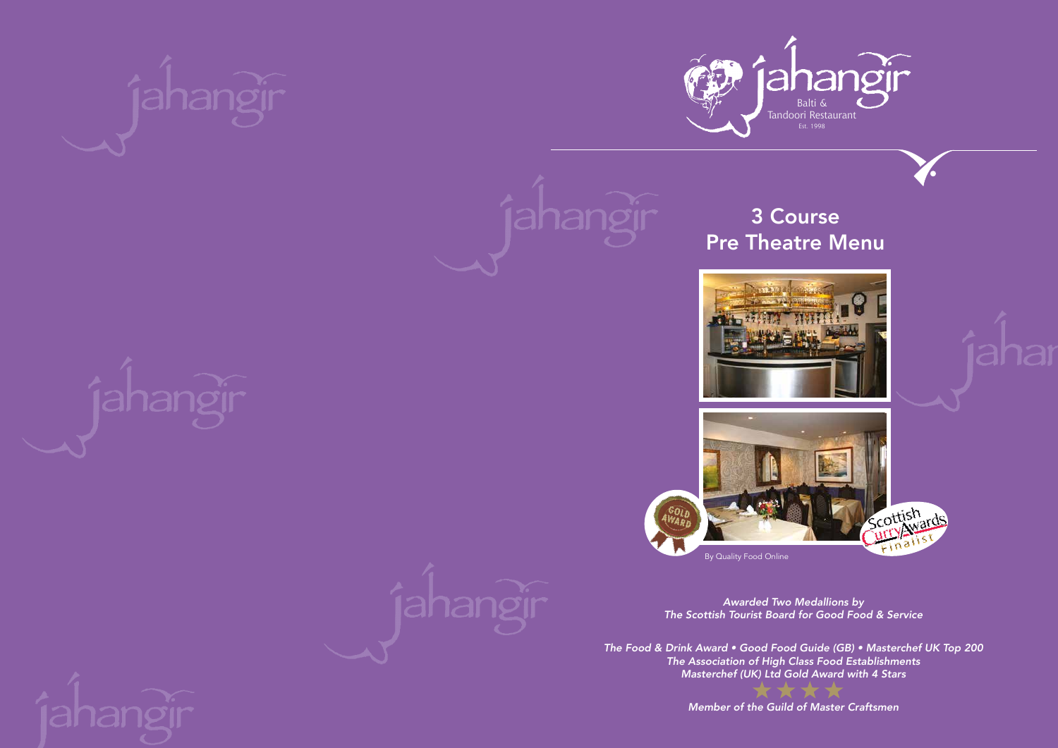jahangir

Balti &
Tandoori Restaurant
Est. 1998

# 3 Course
# Pre Theatre Menu

By Quality Food Online

*Awarded Two Medallions by*
*The Scottish Tourist Board for Good Food & Service*

*The Food & Drink Award • Good Food Guide (GB) • Masterchef UK Top 200*
*The Association of High Class Food Establishments*
*Masterchef (UK) Ltd Gold Award with 4 Stars*

★★★★

*Member of the Guild of Master Craftsmen*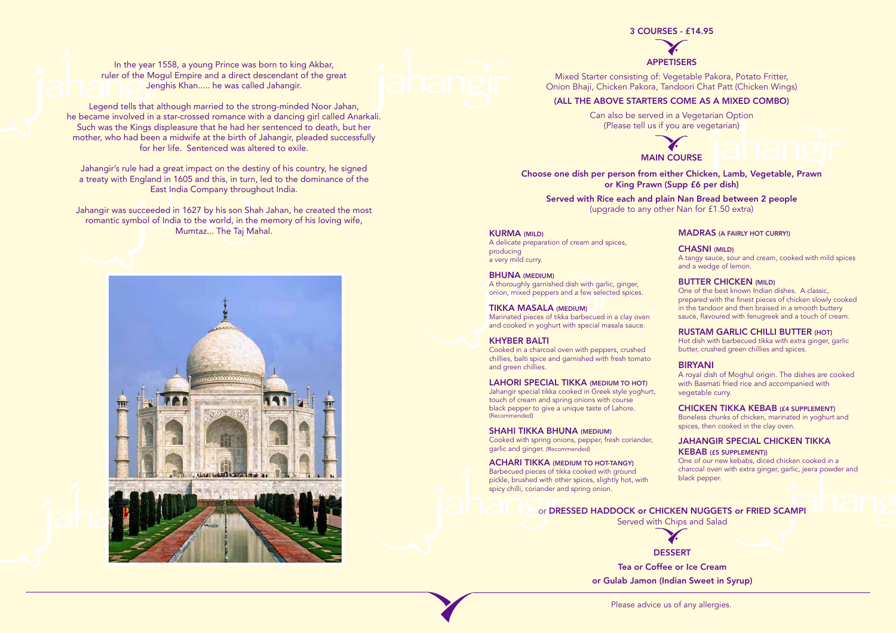In the year 1558, a young Prince was born to king Akbar, ruler of the Mogul Empire and a direct descendant of the great Jenghis Khan..... he was called Jahangir.

Legend tells that although married to the strong-minded Noor Jahan, he became involved in a star-crossed romance with a dancing girl called Anarkali. Such was the Kings displeasure that he had her sentenced to death, but her mother, who had been a midwife at the birth of Jahangir, pleaded successfully for her life. Sentenced was altered to exile.

Jahangir's rule had a great impact on the destiny of his country, he signed a treaty with England in 1605 and this, in turn, led to the dominance of the East India Company throughout India.

Jahangir was succeeded in 1627 by his son Shah Jahan, he created the most romantic symbol of India to the world, in the memory of his loving wife, Mumtaz... The Taj Mahal.

## 3 COURSES - £14.95

### APPETISERS

Mixed Starter consisting of: Vegetable Pakora, Potato Fritter, Onion Bhaji, Chicken Pakora, Tandoori Chat Patt (Chicken Wings)

**(ALL THE ABOVE STARTERS COME AS A MIXED COMBO)**

Can also be served in a Vegetarian Option
(Please tell us if you are vegetarian)

### MAIN COURSE

**Choose one dish per person from either Chicken, Lamb, Vegetable, Prawn or King Prawn (Supp £6 per dish)**

**Served with Rice each and plain Nan Bread between 2 people**
(upgrade to any other Nan for £1.50 extra)

**KURMA (MILD)**
A delicate preparation of cream and spices, producing a very mild curry.

**BHUNA (MEDIUM)**
A thoroughly garnished dish with garlic, ginger, onion, mixed peppers and a few selected spices.

**TIKKA MASALA (MEDIUM)**
Marinated pieces of tikka barbecued in a clay oven and cooked in yoghurt with special masala sauce.

**KHYBER BALTI**
Cooked in a charcoal oven with peppers, crushed chillies, balti spice and garnished with fresh tomato and green chillies.

**LAHORI SPECIAL TIKKA (MEDIUM TO HOT)**
Jahangir special tikka cooked in Greek style yoghurt, touch of cream and spring onions with course black pepper to give a unique taste of Lahore. (Recommended)

**SHAHI TIKKA BHUNA (MEDIUM)**
Cooked with spring onions, pepper, fresh coriander, garlic and ginger. (Recommended)

**ACHARI TIKKA (MEDIUM TO HOT-TANGY)**
Barbecued pieces of tikka cooked with ground pickle, brushed with other spices, slightly hot, with spicy chilli, coriander and spring onion.

**MADRAS (A FAIRLY HOT CURRY!)**

**CHASNI (MILD)**
A tangy sauce, sour and cream, cooked with mild spices and a wedge of lemon.

**BUTTER CHICKEN (MILD)**
One of the best known Indian dishes. A classic, prepared with the finest pieces of chicken slowly cooked in the tandoor and then braised in a smooth buttery sauce, flavoured with fenugreek and a touch of cream.

**RUSTAM GARLIC CHILLI BUTTER (HOT)**
Hot dish with barbecued tikka with extra ginger, garlic butter, crushed green chillies and spices.

**BIRYANI**
A royal dish of Moghul origin. The dishes are cooked with Basmati fried rice and accompanied with vegetable curry.

**CHICKEN TIKKA KEBAB (£4 SUPPLEMENT)**
Boneless chunks of chicken, marinated in yoghurt and spices, then cooked in the clay oven.

**JAHANGIR SPECIAL CHICKEN TIKKA KEBAB (£5 SUPPLEMENT))**
One of our new kebabs, diced chicken cooked in a charcoal oven with extra ginger, garlic, jeera powder and black pepper.

or **DRESSED HADDOCK or CHICKEN NUGGETS or FRIED SCAMPI**
Served with Chips and Salad

### DESSERT

**Tea or Coffee or Ice Cream**

**or Gulab Jamon (Indian Sweet in Syrup)**

Please advice us of any allergies.